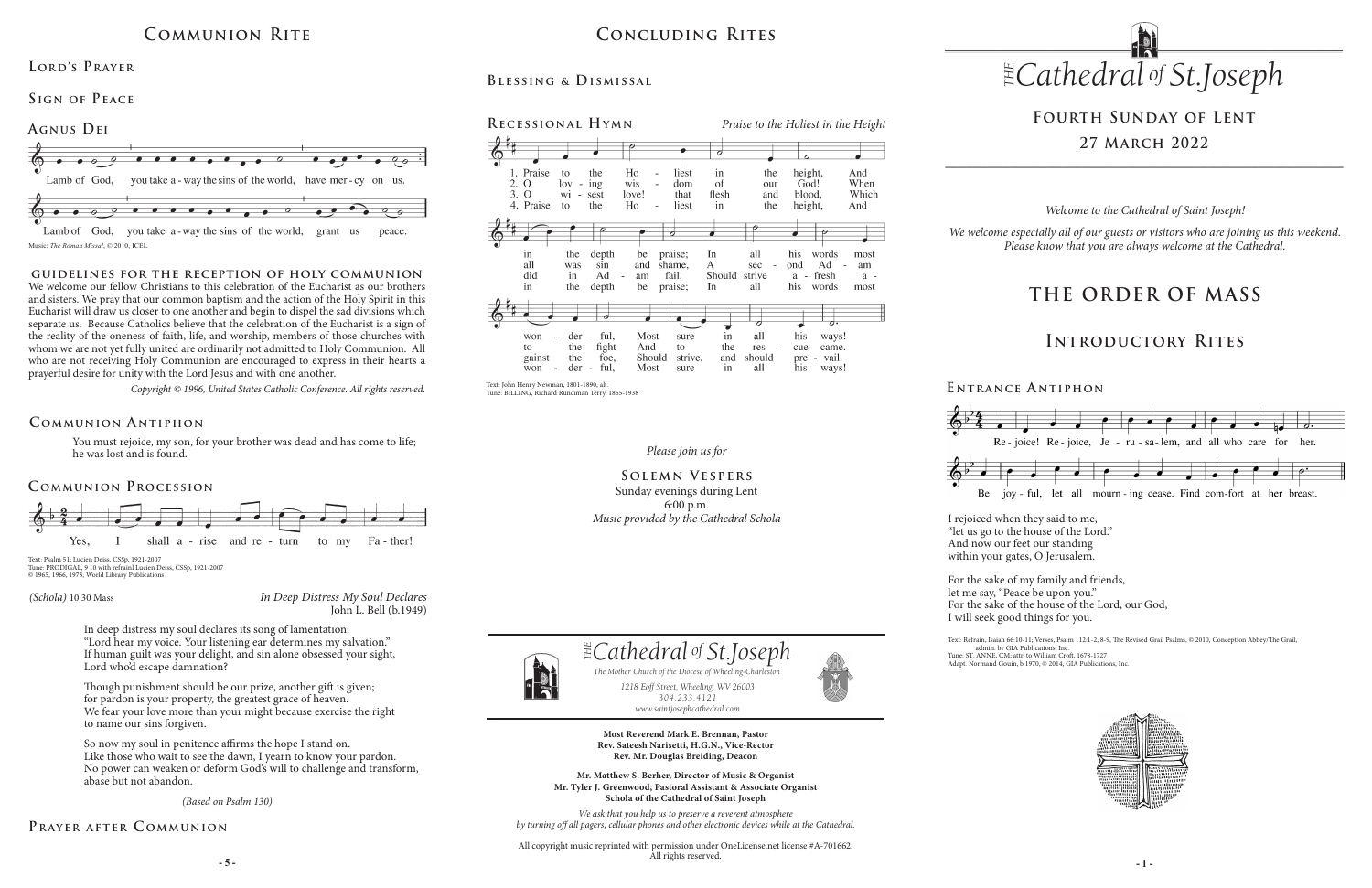# Communion Rite

## Lord's Prayer

## Sign of Peace

## Agnus Dei

Lamb of God, you take away the sins of the world, have mercy on us.

Lamb of God, you take away the sins of the world, grant us peace.

Music: *The Roman Missal*, © 2010, ICEL

### Guidelines for the Reception of Holy Communion

We welcome our fellow Christians to this celebration of the Eucharist as our brothers and sisters. We pray that our common baptism and the action of the Holy Spirit in this Eucharist will draw us closer to one another and begin to dispel the sad divisions which separate us. Because Catholics believe that the celebration of the Eucharist is a sign of the reality of the oneness of faith, life, and worship, members of those churches with whom we are not yet fully united are ordinarily not admitted to Holy Communion. All who are not receiving Holy Communion are encouraged to express in their hearts a prayerful desire for unity with the Lord Jesus and with one another.

*Copyright © 1996, United States Catholic Conference. All rights reserved.*

## Communion Antiphon

You must rejoice, my son, for your brother was dead and has come to life; he was lost and is found.

## Communion Procession

Yes, I shall arise and return to my Father!

Text: Psalm 51; Lucien Deiss, CSSp, 1921-2007
Tune: PRODIGAL, 9 10 with refrain Lucien Deiss, CSSp, 1921-2007
© 1965, 1966, 1973, World Library Publications

*(Schola)* 10:30 Mass

*In Deep Distress My Soul Declares*
John L. Bell (b.1949)

In deep distress my soul declares its song of lamentation:
"Lord hear my voice. Your listening ear determines my salvation."
If human guilt was your delight, and sin alone obsessed your sight,
Lord who'd escape damnation?

Though punishment should be our prize, another gift is given;
for pardon is your property, the greatest grace of heaven.
We fear your love more than your might because exercise the right
to name our sins forgiven.

So now my soul in penitence affirms the hope I stand on.
Like those who wait to see the dawn, I yearn to know your pardon.
No power can weaken or deform God's will to challenge and transform,
abase but not abandon.

*(Based on Psalm 130)*

## Prayer after Communion

# Concluding Rites

## Blessing & Dismissal

## Recessional Hymn

*Praise to the Holiest in the Height*

1. Praise to the Holiest in the height, And in the depth be praise; In all his words most wonderful, Most sure in all his ways!
2. O loving wisdom of our God! When all was sin and shame, A second Adam to the fight And to the rescue came.
3. O wisest love! that flesh and blood, Which did in Adam fail, Should strive afresh against the foe, Should strive, and should prevail.
4. Praise to the Holiest in the height, And in the depth be praise; In all his words most wonderful, Most sure in all his ways!

Text: John Henry Newman, 1801-1890, alt.
Tune: BILLING, Richard Runciman Terry, 1865-1938

*Please join us for*

**Solemn Vespers**
Sunday evenings during Lent
6:00 p.m.
*Music provided by the Cathedral Schola*

*The Cathedral of St. Joseph*
*The Mother Church of the Diocese of Wheeling-Charleston*
*1218 Eoff Street, Wheeling, WV 26003*
*304.233.4121*
*www.saintjosephcathedral.com*

**Most Reverend Mark E. Brennan, Pastor**
**Rev. Sateesh Narisetti, H.G.N., Vice-Rector**
**Rev. Mr. Douglas Breiding, Deacon**

**Mr. Matthew S. Berher, Director of Music & Organist**
**Mr. Tyler J. Greenwood, Pastoral Assistant & Associate Organist**
**Schola of the Cathedral of Saint Joseph**

*We ask that you help us to preserve a reverent atmosphere by turning off all pagers, cellular phones and other electronic devices while at the Cathedral.*

All copyright music reprinted with permission under OneLicense.net license #A-701662. All rights reserved.

# *The Cathedral of St. Joseph*

## Fourth Sunday of Lent
## 27 March 2022

*Welcome to the Cathedral of Saint Joseph!*

*We welcome especially all of our guests or visitors who are joining us this weekend. Please know that you are always welcome at the Cathedral.*

# The Order of Mass

# Introductory Rites

## Entrance Antiphon

Rejoice! Rejoice, Jerusalem, and all who care for her. Be joyful, let all mourning cease. Find comfort at her breast.

I rejoiced when they said to me,
"let us go to the house of the Lord."
And now our feet our standing
within your gates, O Jerusalem.

For the sake of my family and friends,
let me say, "Peace be upon you."
For the sake of the house of the Lord, our God,
I will seek good things for you.

Text: Refrain, Isaiah 66:10-11; Verses, Psalm 112:1-2, 8-9, The Revised Grail Psalms, © 2010, Conception Abbey/The Grail, admin. by GIA Publications, Inc.
Tune: ST. ANNE, CM; attr. to William Croft, 1678-1727
Adapt. Normand Gouin, b.1970, © 2014, GIA Publications, Inc.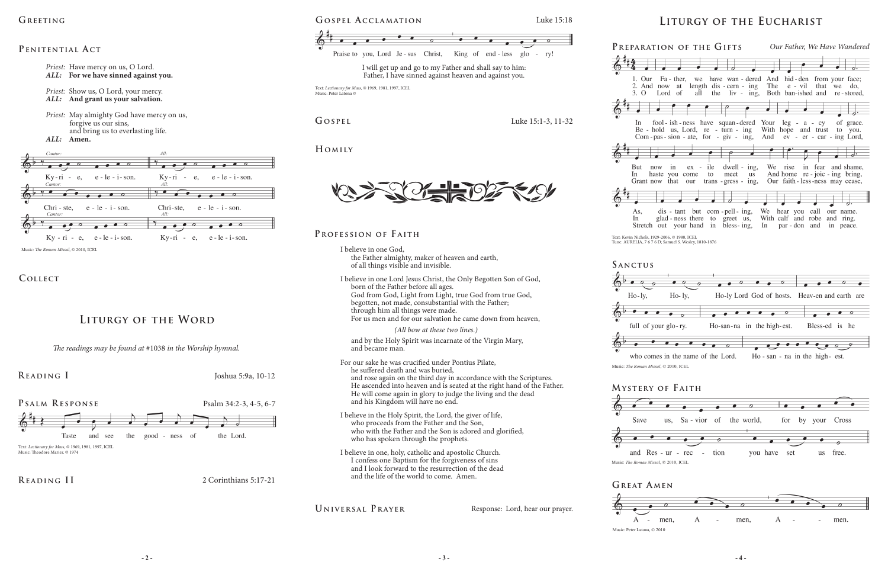## Greeting

## Penitential Act

*Priest:* Have mercy on us, O Lord.
***ALL:* For we have sinned against you.**

*Priest:* Show us, O Lord, your mercy.
***ALL:* And grant us your salvation.**

*Priest:* May almighty God have mercy on us, forgive us our sins, and bring us to everlasting life.
***ALL:* Amen.**

*Cantor:* Ky-ri - e, e - le - i - son. *All:* Ky-ri - e, e - le - i - son.
*Cantor:* Chri - ste, e - le - i - son. *All:* Chri-ste, e - le - i - son.
*Cantor:* Ky - ri - e, e - le - i - son. *All:* Ky-ri - e, e - le - i - son.

Music: *The Roman Missal*, © 2010, ICEL

## Collect

# Liturgy of the Word

*The readings may be found at #1038 in the Worship hymnal.*

## Reading I

Joshua 5:9a, 10-12

## Psalm Response

Psalm 34:2-3, 4-5, 6-7

Taste and see the good - ness of the Lord.

Text: *Lectionary for Mass*, © 1969, 1981, 1997, ICEL
Music: Theodore Marier, © 1974

## Reading II

2 Corinthians 5:17-21

## Gospel Acclamation

Luke 15:18

Praise to you, Lord Je - sus Christ, King of end - less glo - ry!

I will get up and go to my Father and shall say to him:
Father, I have sinned against heaven and against you.

Text: *Lectionary for Mass*, © 1969, 1981, 1997, ICEL
Music: Peter Latona ©

## Gospel

Luke 15:1-3, 11-32

## Homily

## Profession of Faith

I believe in one God,
the Father almighty, maker of heaven and earth,
of all things visible and invisible.

I believe in one Lord Jesus Christ, the Only Begotten Son of God,
born of the Father before all ages.
God from God, Light from Light, true God from true God,
begotten, not made, consubstantial with the Father;
through him all things were made.
For us men and for our salvation he came down from heaven,

*(All bow at these two lines.)*

and by the Holy Spirit was incarnate of the Virgin Mary,
and became man.

For our sake he was crucified under Pontius Pilate,
he suffered death and was buried,
and rose again on the third day in accordance with the Scriptures.
He ascended into heaven and is seated at the right hand of the Father.
He will come again in glory to judge the living and the dead
and his Kingdom will have no end.

I believe in the Holy Spirit, the Lord, the giver of life,
who proceeds from the Father and the Son,
who with the Father and the Son is adored and glorified,
who has spoken through the prophets.

I believe in one, holy, catholic and apostolic Church.
I confess one Baptism for the forgiveness of sins
and I look forward to the resurrection of the dead
and the life of the world to come. Amen.

## Universal Prayer

Response: Lord, hear our prayer.

# Liturgy of the Eucharist

## Preparation of the Gifts

*Our Father, We Have Wandered*

1. Our Father, we have wandered And hidden from your face; In foolishness have squandered Your legacy of grace. But now in exile dwelling, We rise in fear and shame, As, distant but compelling, We hear you call our name.

2. And now at length discerning The evil that we do, Behold us, Lord, returning With hope and trust to you. In haste you come to meet us And home rejoicing bring, In gladness there to greet us With calf and robe and ring.

3. O Lord of all the living, Both banished and restored, Compassionate, forgiving, And ever caring Lord, Grant now that our transgressing, Our faithlessness may cease, Stretch out your hand in blessing, In pardon and in peace.

Text: Kevin Nichols, 1929-2006, © 1980, ICEL
Tune: AURELIA, 7 6 7 6 D; Samuel S. Wesley, 1810-1876

## Sanctus

Ho-ly, Ho-ly, Ho-ly Lord God of hosts. Heav-en and earth are full of your glo-ry. Ho-san-na in the high-est. Bless-ed is he who comes in the name of the Lord. Ho - san - na in the high - est.

Music: *The Roman Missal*, © 2010, ICEL

## Mystery of Faith

Save us, Sa - vior of the world, for by your Cross and Res - ur - rec - tion you have set us free.

Music: *The Roman Missal*, © 2010, ICEL

## Great Amen

A - men, A - men, A - men.

Music: Peter Latona, © 2010